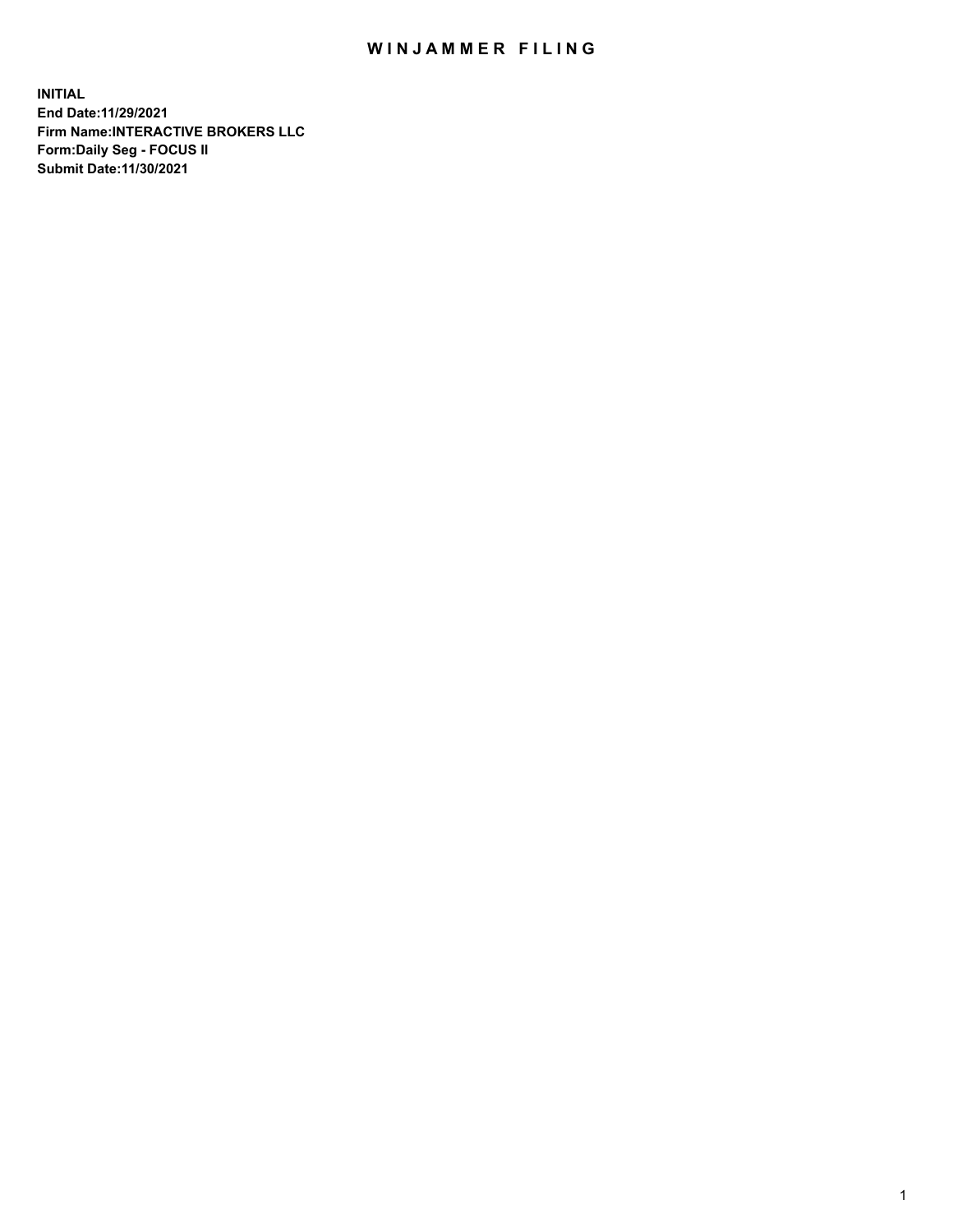# WINJAMMER FILING

**INITIAL**
**End Date:11/29/2021**
**Firm Name:INTERACTIVE BROKERS LLC**
**Form:Daily Seg - FOCUS II**
**Submit Date:11/30/2021**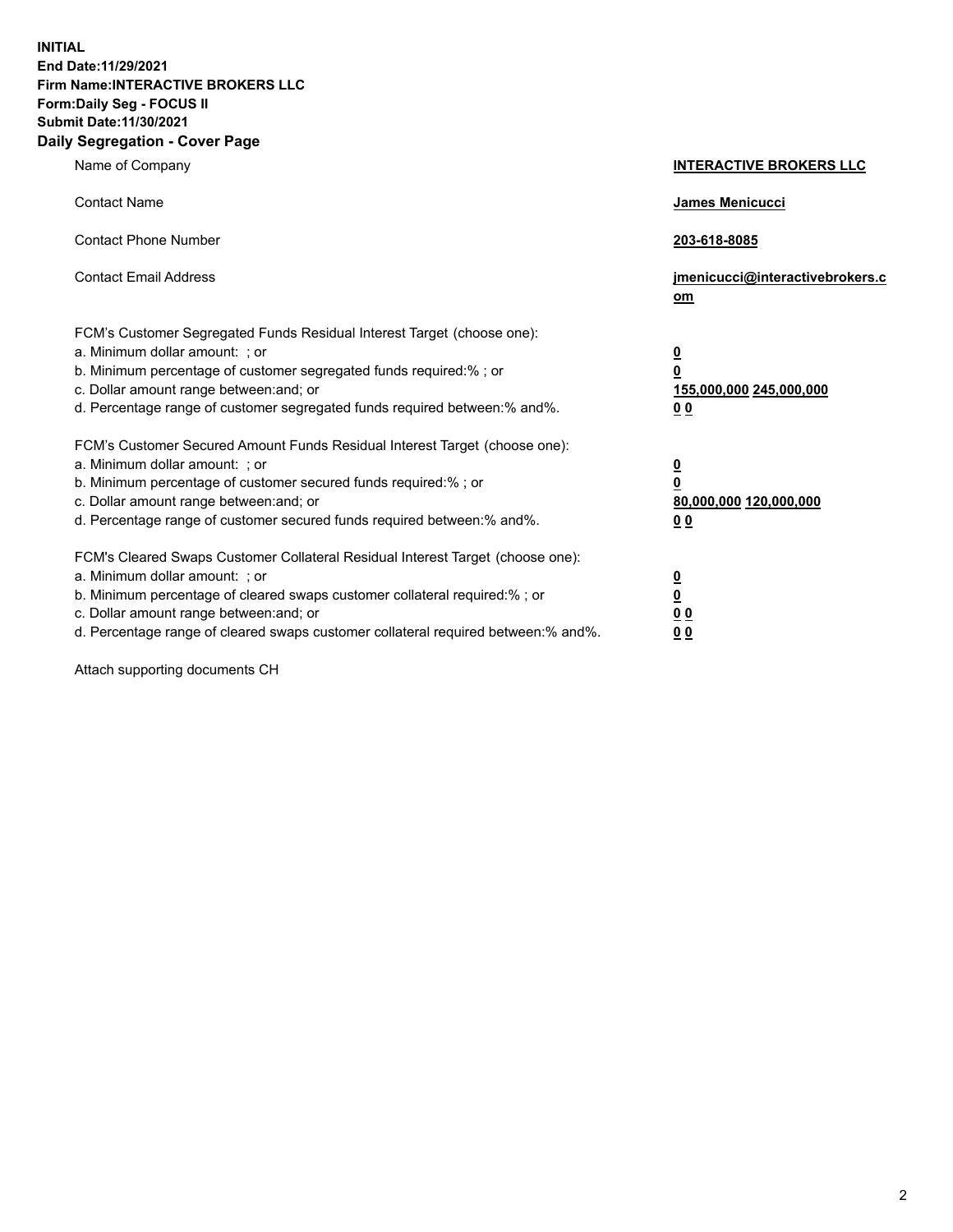**INITIAL**
**End Date:11/29/2021**
**Firm Name:INTERACTIVE BROKERS LLC**
**Form:Daily Seg - FOCUS II**
**Submit Date:11/30/2021**

## Daily Segregation - Cover Page

| | |
|---|---|
| Name of Company | **INTERACTIVE BROKERS LLC** |
| Contact Name | **James Menicucci** |
| Contact Phone Number | **203-618-8085** |
| Contact Email Address | **jmenicucci@interactivebrokers.com** |

FCM's Customer Segregated Funds Residual Interest Target (choose one):

| | |
|---|---|
| a. Minimum dollar amount: ; or | **0** |
| b. Minimum percentage of customer segregated funds required:% ; or | **0** |
| c. Dollar amount range between:and; or | **155,000,000 245,000,000** |
| d. Percentage range of customer segregated funds required between:% and%. | **0 0** |

FCM's Customer Secured Amount Funds Residual Interest Target (choose one):

| | |
|---|---|
| a. Minimum dollar amount: ; or | **0** |
| b. Minimum percentage of customer secured funds required:% ; or | **0** |
| c. Dollar amount range between:and; or | **80,000,000 120,000,000** |
| d. Percentage range of customer secured funds required between:% and%. | **0 0** |

FCM's Cleared Swaps Customer Collateral Residual Interest Target (choose one):

| | |
|---|---|
| a. Minimum dollar amount: ; or | **0** |
| b. Minimum percentage of cleared swaps customer collateral required:% ; or | **0** |
| c. Dollar amount range between:and; or | **0 0** |
| d. Percentage range of cleared swaps customer collateral required between:% and%. | **0 0** |

Attach supporting documents CH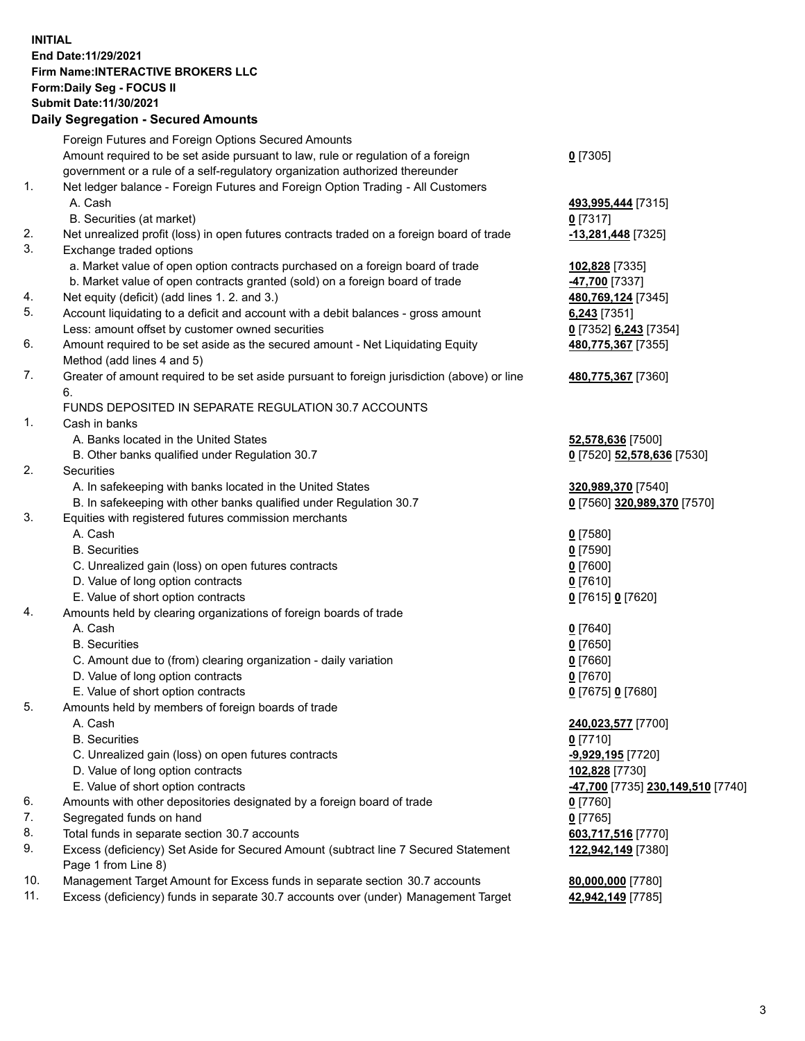**INITIAL**
**End Date:11/29/2021**
**Firm Name:INTERACTIVE BROKERS LLC**
**Form:Daily Seg - FOCUS II**
**Submit Date:11/30/2021**

### Daily Segregation - Secured Amounts

| | | |
|---|---|---|
| | Foreign Futures and Foreign Options Secured Amounts | |
| | Amount required to be set aside pursuant to law, rule or regulation of a foreign government or a rule of a self-regulatory organization authorized thereunder | **0** [7305] |
| 1. | Net ledger balance - Foreign Futures and Foreign Option Trading - All Customers | |
| | A. Cash | **493,995,444** [7315] |
| | B. Securities (at market) | **0** [7317] |
| 2. | Net unrealized profit (loss) in open futures contracts traded on a foreign board of trade | **-13,281,448** [7325] |
| 3. | Exchange traded options | |
| | a. Market value of open option contracts purchased on a foreign board of trade | **102,828** [7335] |
| | b. Market value of open contracts granted (sold) on a foreign board of trade | **-47,700** [7337] |
| 4. | Net equity (deficit) (add lines 1. 2. and 3.) | **480,769,124** [7345] |
| 5. | Account liquidating to a deficit and account with a debit balances - gross amount | **6,243** [7351] |
| | Less: amount offset by customer owned securities | **0** [7352] **6,243** [7354] |
| 6. | Amount required to be set aside as the secured amount - Net Liquidating Equity Method (add lines 4 and 5) | **480,775,367** [7355] |
| 7. | Greater of amount required to be set aside pursuant to foreign jurisdiction (above) or line 6. | **480,775,367** [7360] |
| | FUNDS DEPOSITED IN SEPARATE REGULATION 30.7 ACCOUNTS | |
| 1. | Cash in banks | |
| | A. Banks located in the United States | **52,578,636** [7500] |
| | B. Other banks qualified under Regulation 30.7 | **0** [7520] **52,578,636** [7530] |
| 2. | Securities | |
| | A. In safekeeping with banks located in the United States | **320,989,370** [7540] |
| | B. In safekeeping with other banks qualified under Regulation 30.7 | **0** [7560] **320,989,370** [7570] |
| 3. | Equities with registered futures commission merchants | |
| | A. Cash | **0** [7580] |
| | B. Securities | **0** [7590] |
| | C. Unrealized gain (loss) on open futures contracts | **0** [7600] |
| | D. Value of long option contracts | **0** [7610] |
| | E. Value of short option contracts | **0** [7615] **0** [7620] |
| 4. | Amounts held by clearing organizations of foreign boards of trade | |
| | A. Cash | **0** [7640] |
| | B. Securities | **0** [7650] |
| | C. Amount due to (from) clearing organization - daily variation | **0** [7660] |
| | D. Value of long option contracts | **0** [7670] |
| | E. Value of short option contracts | **0** [7675] **0** [7680] |
| 5. | Amounts held by members of foreign boards of trade | |
| | A. Cash | **240,023,577** [7700] |
| | B. Securities | **0** [7710] |
| | C. Unrealized gain (loss) on open futures contracts | **-9,929,195** [7720] |
| | D. Value of long option contracts | **102,828** [7730] |
| | E. Value of short option contracts | **-47,700** [7735] **230,149,510** [7740] |
| 6. | Amounts with other depositories designated by a foreign board of trade | **0** [7760] |
| 7. | Segregated funds on hand | **0** [7765] |
| 8. | Total funds in separate section 30.7 accounts | **603,717,516** [7770] |
| 9. | Excess (deficiency) Set Aside for Secured Amount (subtract line 7 Secured Statement Page 1 from Line 8) | **122,942,149** [7380] |
| 10. | Management Target Amount for Excess funds in separate section 30.7 accounts | **80,000,000** [7780] |
| 11. | Excess (deficiency) funds in separate 30.7 accounts over (under) Management Target | **42,942,149** [7785] |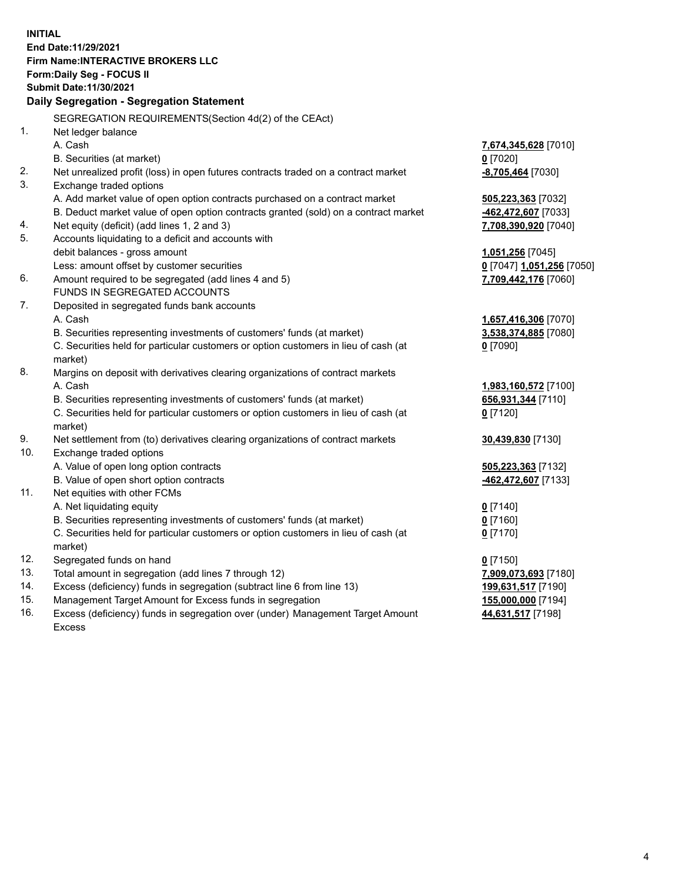**INITIAL**
**End Date:11/29/2021**
**Firm Name:INTERACTIVE BROKERS LLC**
**Form:Daily Seg - FOCUS II**
**Submit Date:11/30/2021**

**Daily Segregation - Segregation Statement**

| | SEGREGATION REQUIREMENTS(Section 4d(2) of the CEAct) | |
|---|---|---|
| 1. | Net ledger balance | |
| | A. Cash | **7,674,345,628** [7010] |
| | B. Securities (at market) | **0** [7020] |
| 2. | Net unrealized profit (loss) in open futures contracts traded on a contract market | **-8,705,464** [7030] |
| 3. | Exchange traded options | |
| | A. Add market value of open option contracts purchased on a contract market | **505,223,363** [7032] |
| | B. Deduct market value of open option contracts granted (sold) on a contract market | **-462,472,607** [7033] |
| 4. | Net equity (deficit) (add lines 1, 2 and 3) | **7,708,390,920** [7040] |
| 5. | Accounts liquidating to a deficit and accounts with | |
| | debit balances - gross amount | **1,051,256** [7045] |
| | Less: amount offset by customer securities | **0** [7047] **1,051,256** [7050] |
| 6. | Amount required to be segregated (add lines 4 and 5) | **7,709,442,176** [7060] |
| | FUNDS IN SEGREGATED ACCOUNTS | |
| 7. | Deposited in segregated funds bank accounts | |
| | A. Cash | **1,657,416,306** [7070] |
| | B. Securities representing investments of customers' funds (at market) | **3,538,374,885** [7080] |
| | C. Securities held for particular customers or option customers in lieu of cash (at market) | **0** [7090] |
| 8. | Margins on deposit with derivatives clearing organizations of contract markets | |
| | A. Cash | **1,983,160,572** [7100] |
| | B. Securities representing investments of customers' funds (at market) | **656,931,344** [7110] |
| | C. Securities held for particular customers or option customers in lieu of cash (at market) | **0** [7120] |
| 9. | Net settlement from (to) derivatives clearing organizations of contract markets | **30,439,830** [7130] |
| 10. | Exchange traded options | |
| | A. Value of open long option contracts | **505,223,363** [7132] |
| | B. Value of open short option contracts | **-462,472,607** [7133] |
| 11. | Net equities with other FCMs | |
| | A. Net liquidating equity | **0** [7140] |
| | B. Securities representing investments of customers' funds (at market) | **0** [7160] |
| | C. Securities held for particular customers or option customers in lieu of cash (at market) | **0** [7170] |
| 12. | Segregated funds on hand | **0** [7150] |
| 13. | Total amount in segregation (add lines 7 through 12) | **7,909,073,693** [7180] |
| 14. | Excess (deficiency) funds in segregation (subtract line 6 from line 13) | **199,631,517** [7190] |
| 15. | Management Target Amount for Excess funds in segregation | **155,000,000** [7194] |
| 16. | Excess (deficiency) funds in segregation over (under) Management Target Amount Excess | **44,631,517** [7198] |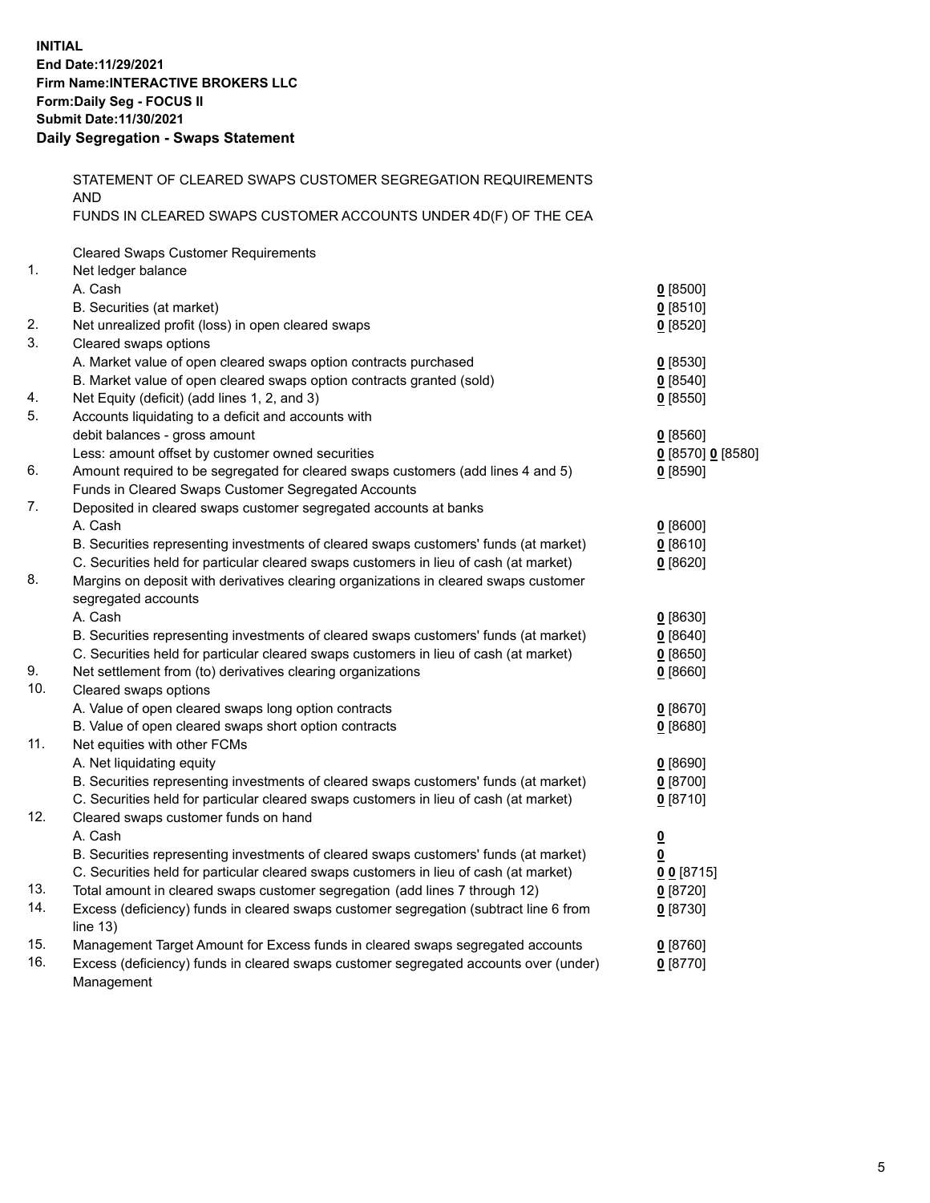**INITIAL**
**End Date:11/29/2021**
**Firm Name:INTERACTIVE BROKERS LLC**
**Form:Daily Seg - FOCUS II**
**Submit Date:11/30/2021**
**Daily Segregation - Swaps Statement**

STATEMENT OF CLEARED SWAPS CUSTOMER SEGREGATION REQUIREMENTS AND FUNDS IN CLEARED SWAPS CUSTOMER ACCOUNTS UNDER 4D(F) OF THE CEA

| | | |
|---|---|---|
| | Cleared Swaps Customer Requirements | |
| 1. | Net ledger balance | |
| | A. Cash | 0 [8500] |
| | B. Securities (at market) | 0 [8510] |
| 2. | Net unrealized profit (loss) in open cleared swaps | 0 [8520] |
| 3. | Cleared swaps options | |
| | A. Market value of open cleared swaps option contracts purchased | 0 [8530] |
| | B. Market value of open cleared swaps option contracts granted (sold) | 0 [8540] |
| 4. | Net Equity (deficit) (add lines 1, 2, and 3) | 0 [8550] |
| 5. | Accounts liquidating to a deficit and accounts with debit balances - gross amount | 0 [8560] |
| | Less: amount offset by customer owned securities | 0 [8570] 0 [8580] |
| 6. | Amount required to be segregated for cleared swaps customers (add lines 4 and 5) | 0 [8590] |
| | Funds in Cleared Swaps Customer Segregated Accounts | |
| 7. | Deposited in cleared swaps customer segregated accounts at banks | |
| | A. Cash | 0 [8600] |
| | B. Securities representing investments of cleared swaps customers' funds (at market) | 0 [8610] |
| | C. Securities held for particular cleared swaps customers in lieu of cash (at market) | 0 [8620] |
| 8. | Margins on deposit with derivatives clearing organizations in cleared swaps customer segregated accounts | |
| | A. Cash | 0 [8630] |
| | B. Securities representing investments of cleared swaps customers' funds (at market) | 0 [8640] |
| | C. Securities held for particular cleared swaps customers in lieu of cash (at market) | 0 [8650] |
| 9. | Net settlement from (to) derivatives clearing organizations | 0 [8660] |
| 10. | Cleared swaps options | |
| | A. Value of open cleared swaps long option contracts | 0 [8670] |
| | B. Value of open cleared swaps short option contracts | 0 [8680] |
| 11. | Net equities with other FCMs | |
| | A. Net liquidating equity | 0 [8690] |
| | B. Securities representing investments of cleared swaps customers' funds (at market) | 0 [8700] |
| | C. Securities held for particular cleared swaps customers in lieu of cash (at market) | 0 [8710] |
| 12. | Cleared swaps customer funds on hand | |
| | A. Cash | 0 |
| | B. Securities representing investments of cleared swaps customers' funds (at market) | 0 |
| | C. Securities held for particular cleared swaps customers in lieu of cash (at market) | 0 0 [8715] |
| 13. | Total amount in cleared swaps customer segregation (add lines 7 through 12) | 0 [8720] |
| 14. | Excess (deficiency) funds in cleared swaps customer segregation (subtract line 6 from line 13) | 0 [8730] |
| 15. | Management Target Amount for Excess funds in cleared swaps segregated accounts | 0 [8760] |
| 16. | Excess (deficiency) funds in cleared swaps customer segregated accounts over (under) Management | 0 [8770] |